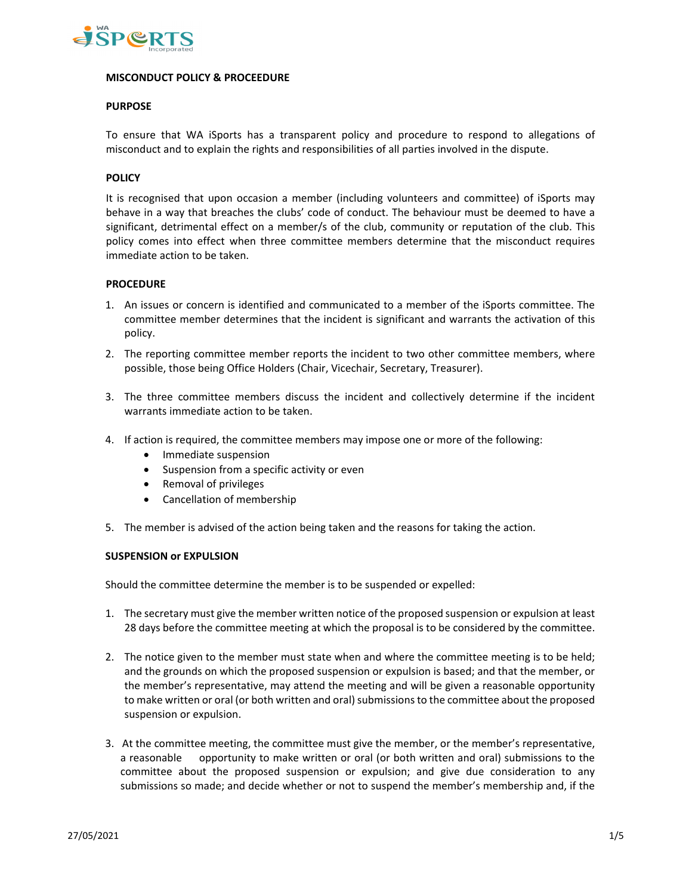**MISCONDUCT POLICY & PROCEEDURE**

**PURPOSE**

To ensure that WA iSports has a transparent policy and procedure to respond to allegations of misconduct and to explain the rights and responsibilities of all parties involved in the dispute.

**POLICY**

It is recognised that upon occasion a member (including volunteers and committee) of iSports may behave in a way that breaches the clubs' code of conduct. The behaviour must be deemed to have a significant, detrimental effect on a member/s of the club, community or reputation of the club. This policy comes into effect when three committee members determine that the misconduct requires immediate action to be taken.

**PROCEDURE**

1. An issues or concern is identified and communicated to a member of the iSports committee. The committee member determines that the incident is significant and warrants the activation of this policy.
2. The reporting committee member reports the incident to two other committee members, where possible, those being Office Holders (Chair, Vicechair, Secretary, Treasurer).
3. The three committee members discuss the incident and collectively determine if the incident warrants immediate action to be taken.
4. If action is required, the committee members may impose one or more of the following:
   - Immediate suspension
   - Suspension from a specific activity or even
   - Removal of privileges
   - Cancellation of membership
5. The member is advised of the action being taken and the reasons for taking the action.

**SUSPENSION or EXPULSION**

Should the committee determine the member is to be suspended or expelled:

1. The secretary must give the member written notice of the proposed suspension or expulsion at least 28 days before the committee meeting at which the proposal is to be considered by the committee.
2. The notice given to the member must state when and where the committee meeting is to be held; and the grounds on which the proposed suspension or expulsion is based; and that the member, or the member's representative, may attend the meeting and will be given a reasonable opportunity to make written or oral (or both written and oral) submissions to the committee about the proposed suspension or expulsion.
3. At the committee meeting, the committee must give the member, or the member's representative, a reasonable opportunity to make written or oral (or both written and oral) submissions to the committee about the proposed suspension or expulsion; and give due consideration to any submissions so made; and decide whether or not to suspend the member's membership and, if the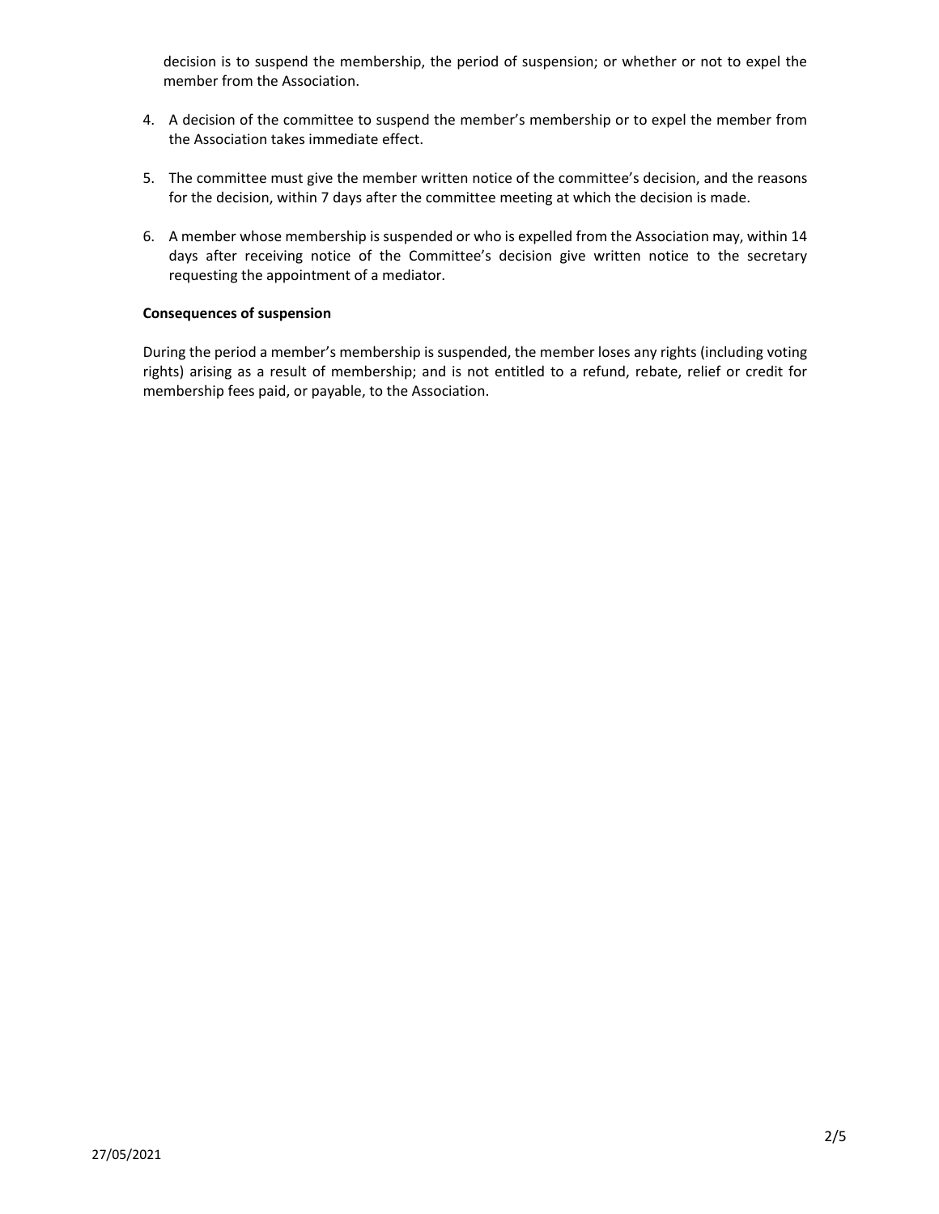decision is to suspend the membership, the period of suspension; or whether or not to expel the member from the Association.

4. A decision of the committee to suspend the member's membership or to expel the member from the Association takes immediate effect.

5. The committee must give the member written notice of the committee's decision, and the reasons for the decision, within 7 days after the committee meeting at which the decision is made.

6. A member whose membership is suspended or who is expelled from the Association may, within 14 days after receiving notice of the Committee's decision give written notice to the secretary requesting the appointment of a mediator.

**Consequences of suspension**

During the period a member's membership is suspended, the member loses any rights (including voting rights) arising as a result of membership; and is not entitled to a refund, rebate, relief or credit for membership fees paid, or payable, to the Association.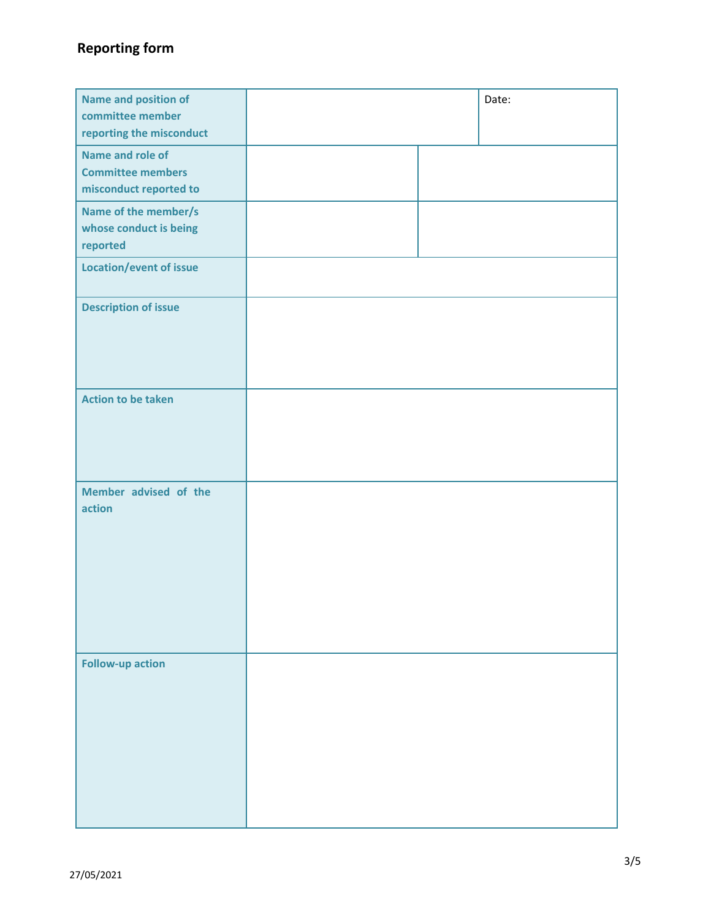**Reporting form**

| | | |
|---|---|---|
| **Name and position of committee member reporting the misconduct** | | Date: |
| **Name and role of Committee members misconduct reported to** | | |
| **Name of the member/s whose conduct is being reported** | | |
| **Location/event of issue** | | |
| **Description of issue** | | |
| **Action to be taken** | | |
| **Member advised of the action** | | |
| **Follow-up action** | | |

27/05/2021